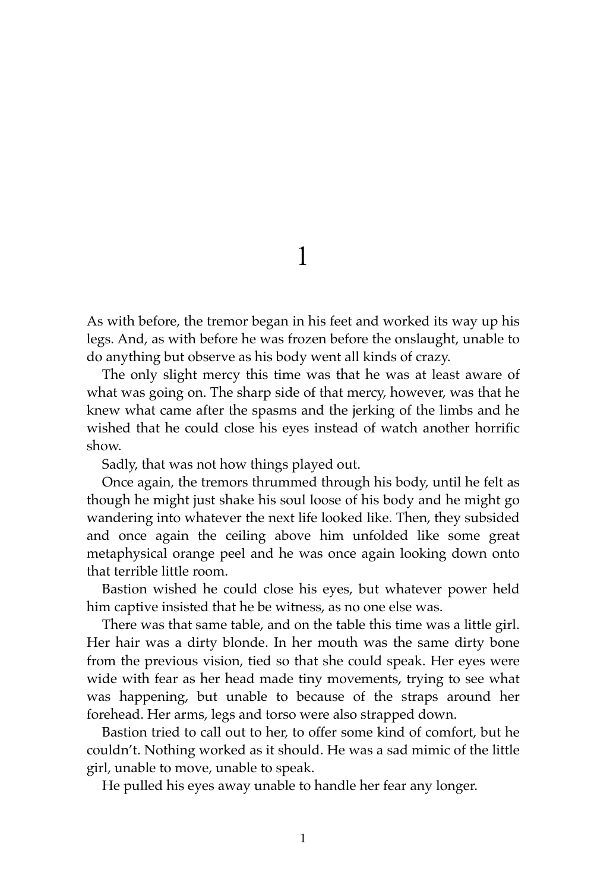# 1

As with before, the tremor began in his feet and worked its way up his legs. And, as with before he was frozen before the onslaught, unable to do anything but observe as his body went all kinds of crazy.

The only slight mercy this time was that he was at least aware of what was going on. The sharp side of that mercy, however, was that he knew what came after the spasms and the jerking of the limbs and he wished that he could close his eyes instead of watch another horrific show.

Sadly, that was not how things played out.

Once again, the tremors thrummed through his body, until he felt as though he might just shake his soul loose of his body and he might go wandering into whatever the next life looked like. Then, they subsided and once again the ceiling above him unfolded like some great metaphysical orange peel and he was once again looking down onto that terrible little room.

Bastion wished he could close his eyes, but whatever power held him captive insisted that he be witness, as no one else was.

There was that same table, and on the table this time was a little girl. Her hair was a dirty blonde. In her mouth was the same dirty bone from the previous vision, tied so that she could speak. Her eyes were wide with fear as her head made tiny movements, trying to see what was happening, but unable to because of the straps around her forehead. Her arms, legs and torso were also strapped down.

Bastion tried to call out to her, to offer some kind of comfort, but he couldn't. Nothing worked as it should. He was a sad mimic of the little girl, unable to move, unable to speak.

He pulled his eyes away unable to handle her fear any longer.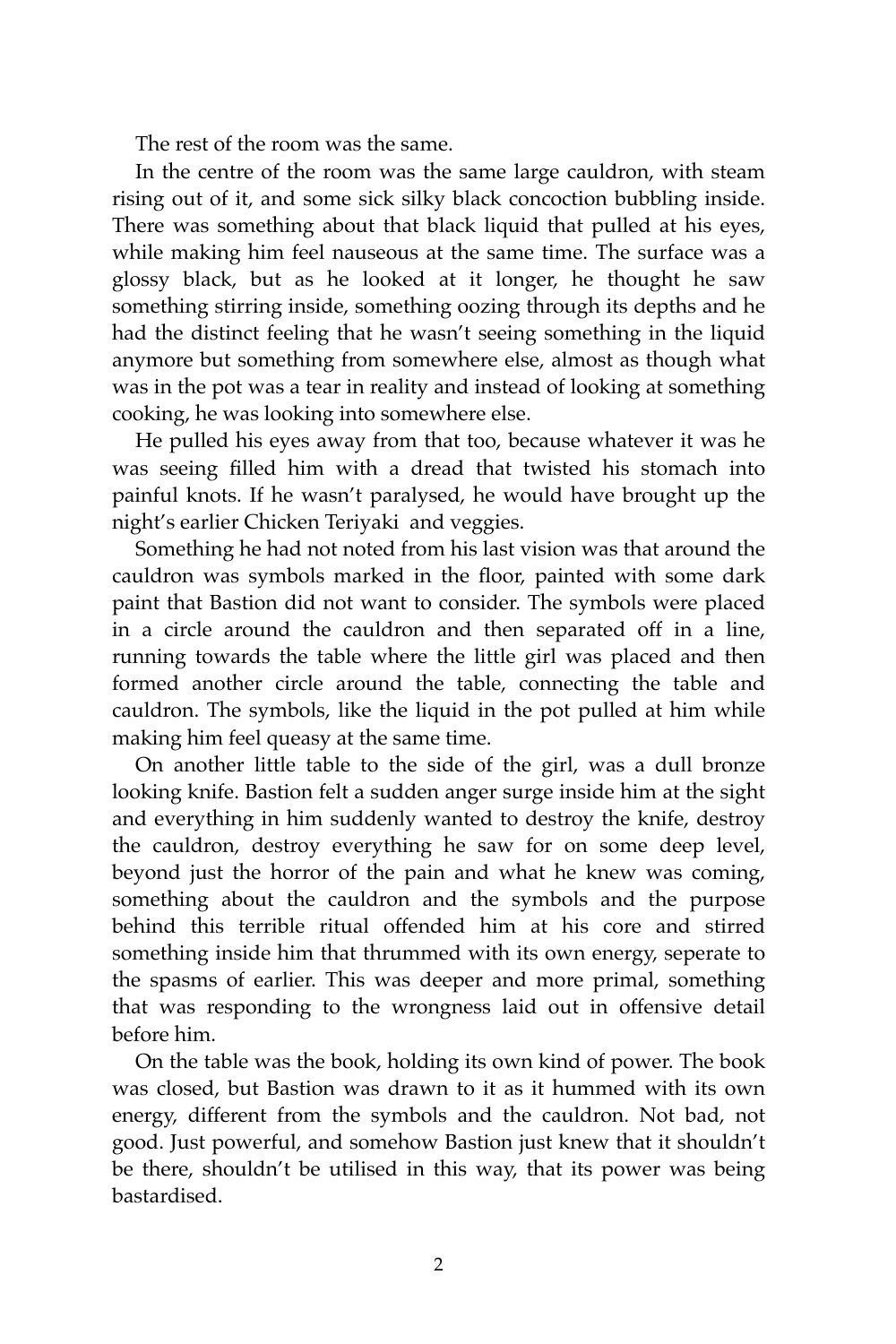The rest of the room was the same.

In the centre of the room was the same large cauldron, with steam rising out of it, and some sick silky black concoction bubbling inside. There was something about that black liquid that pulled at his eyes, while making him feel nauseous at the same time. The surface was a glossy black, but as he looked at it longer, he thought he saw something stirring inside, something oozing through its depths and he had the distinct feeling that he wasn't seeing something in the liquid anymore but something from somewhere else, almost as though what was in the pot was a tear in reality and instead of looking at something cooking, he was looking into somewhere else.

He pulled his eyes away from that too, because whatever it was he was seeing filled him with a dread that twisted his stomach into painful knots. If he wasn't paralysed, he would have brought up the night's earlier Chicken Teriyaki  and veggies.

Something he had not noted from his last vision was that around the cauldron was symbols marked in the floor, painted with some dark paint that Bastion did not want to consider. The symbols were placed in a circle around the cauldron and then separated off in a line, running towards the table where the little girl was placed and then formed another circle around the table, connecting the table and cauldron. The symbols, like the liquid in the pot pulled at him while making him feel queasy at the same time.

On another little table to the side of the girl, was a dull bronze looking knife. Bastion felt a sudden anger surge inside him at the sight and everything in him suddenly wanted to destroy the knife, destroy the cauldron, destroy everything he saw for on some deep level, beyond just the horror of the pain and what he knew was coming, something about the cauldron and the symbols and the purpose behind this terrible ritual offended him at his core and stirred something inside him that thrummed with its own energy, seperate to the spasms of earlier. This was deeper and more primal, something that was responding to the wrongness laid out in offensive detail before him.

On the table was the book, holding its own kind of power. The book was closed, but Bastion was drawn to it as it hummed with its own energy, different from the symbols and the cauldron. Not bad, not good. Just powerful, and somehow Bastion just knew that it shouldn't be there, shouldn't be utilised in this way, that its power was being bastardised.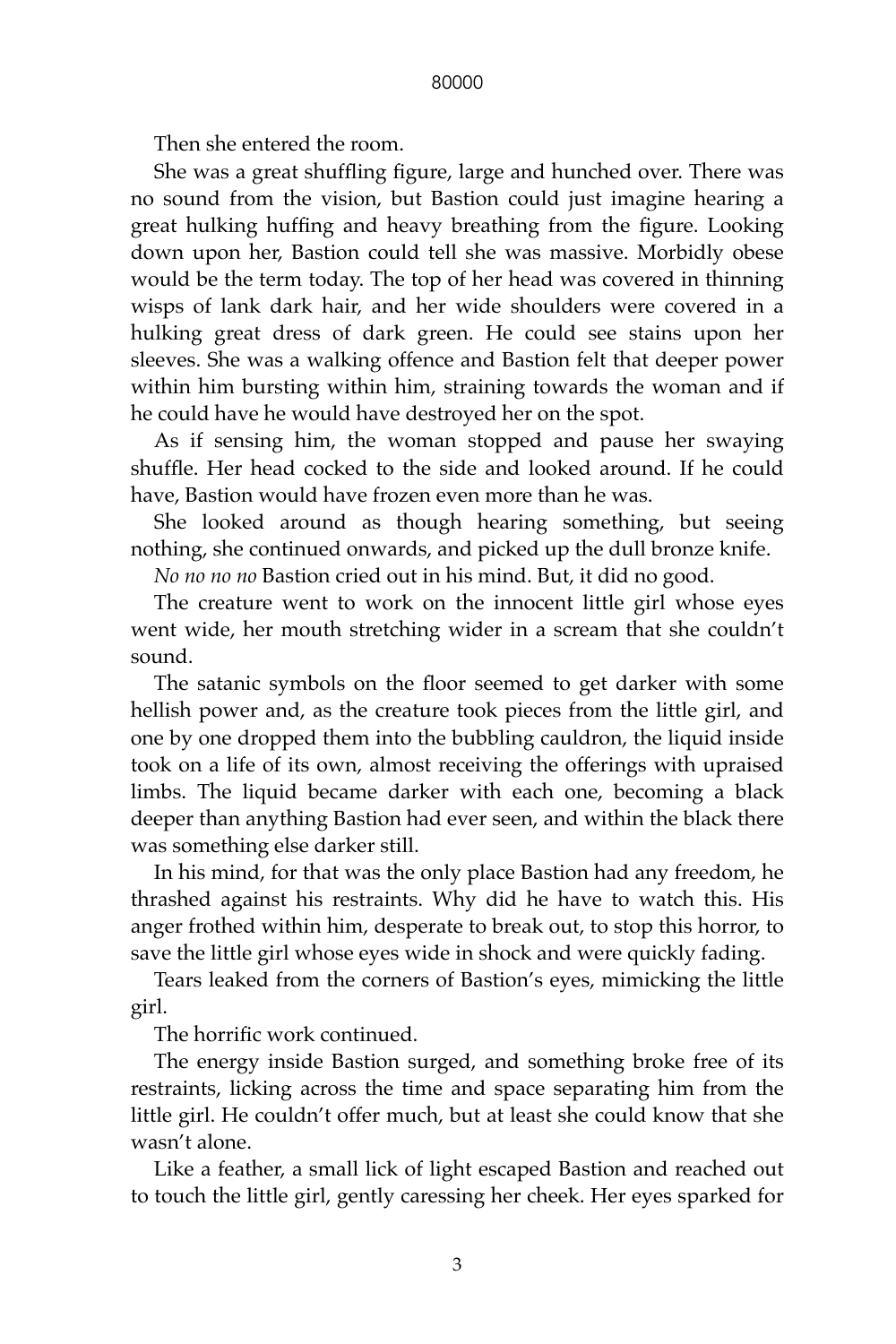Then she entered the room.

She was a great shuffling figure, large and hunched over. There was no sound from the vision, but Bastion could just imagine hearing a great hulking huffing and heavy breathing from the figure. Looking down upon her, Bastion could tell she was massive. Morbidly obese would be the term today. The top of her head was covered in thinning wisps of lank dark hair, and her wide shoulders were covered in a hulking great dress of dark green. He could see stains upon her sleeves. She was a walking offence and Bastion felt that deeper power within him bursting within him, straining towards the woman and if he could have he would have destroyed her on the spot.

As if sensing him, the woman stopped and pause her swaying shuffle. Her head cocked to the side and looked around. If he could have, Bastion would have frozen even more than he was.

She looked around as though hearing something, but seeing nothing, she continued onwards, and picked up the dull bronze knife.

*No no no no* Bastion cried out in his mind. But, it did no good.

The creature went to work on the innocent little girl whose eyes went wide, her mouth stretching wider in a scream that she couldn't sound.

The satanic symbols on the floor seemed to get darker with some hellish power and, as the creature took pieces from the little girl, and one by one dropped them into the bubbling cauldron, the liquid inside took on a life of its own, almost receiving the offerings with upraised limbs. The liquid became darker with each one, becoming a black deeper than anything Bastion had ever seen, and within the black there was something else darker still.

In his mind, for that was the only place Bastion had any freedom, he thrashed against his restraints. Why did he have to watch this. His anger frothed within him, desperate to break out, to stop this horror, to save the little girl whose eyes wide in shock and were quickly fading.

Tears leaked from the corners of Bastion's eyes, mimicking the little girl.

The horrific work continued.

The energy inside Bastion surged, and something broke free of its restraints, licking across the time and space separating him from the little girl. He couldn't offer much, but at least she could know that she wasn't alone.

Like a feather, a small lick of light escaped Bastion and reached out to touch the little girl, gently caressing her cheek. Her eyes sparked for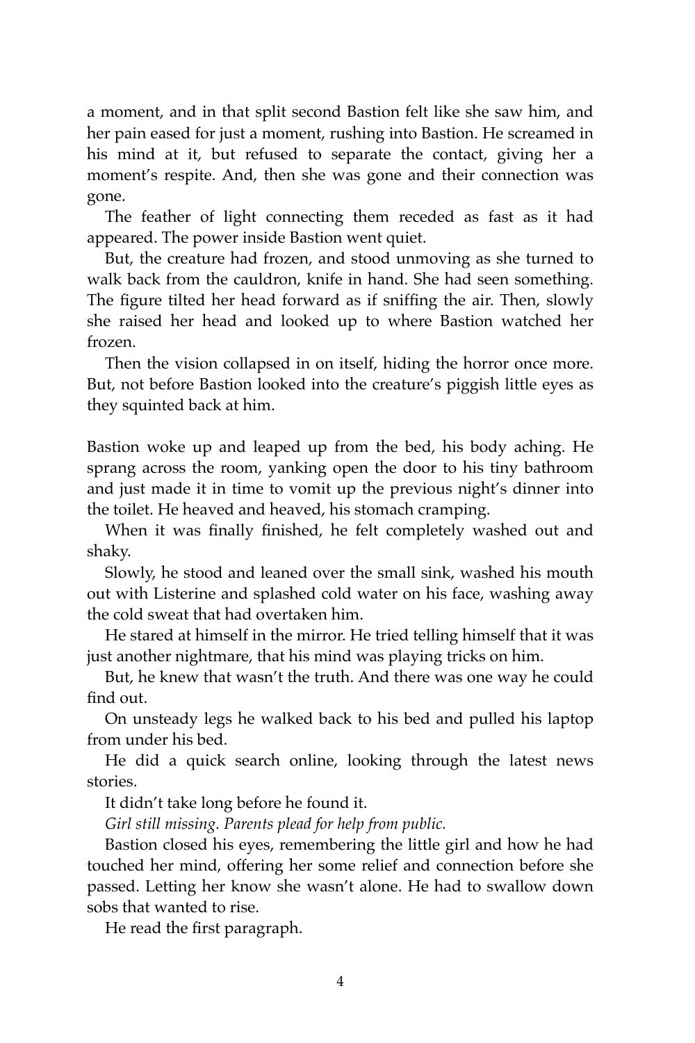a moment, and in that split second Bastion felt like she saw him, and her pain eased for just a moment, rushing into Bastion. He screamed in his mind at it, but refused to separate the contact, giving her a moment's respite. And, then she was gone and their connection was gone.

The feather of light connecting them receded as fast as it had appeared. The power inside Bastion went quiet.

But, the creature had frozen, and stood unmoving as she turned to walk back from the cauldron, knife in hand. She had seen something. The figure tilted her head forward as if sniffing the air. Then, slowly she raised her head and looked up to where Bastion watched her frozen.

Then the vision collapsed in on itself, hiding the horror once more. But, not before Bastion looked into the creature's piggish little eyes as they squinted back at him.

Bastion woke up and leaped up from the bed, his body aching. He sprang across the room, yanking open the door to his tiny bathroom and just made it in time to vomit up the previous night's dinner into the toilet. He heaved and heaved, his stomach cramping.

When it was finally finished, he felt completely washed out and shaky.

Slowly, he stood and leaned over the small sink, washed his mouth out with Listerine and splashed cold water on his face, washing away the cold sweat that had overtaken him.

He stared at himself in the mirror. He tried telling himself that it was just another nightmare, that his mind was playing tricks on him.

But, he knew that wasn't the truth. And there was one way he could find out.

On unsteady legs he walked back to his bed and pulled his laptop from under his bed.

He did a quick search online, looking through the latest news stories.

It didn't take long before he found it.

*Girl still missing. Parents plead for help from public.*

Bastion closed his eyes, remembering the little girl and how he had touched her mind, offering her some relief and connection before she passed. Letting her know she wasn't alone. He had to swallow down sobs that wanted to rise.

He read the first paragraph.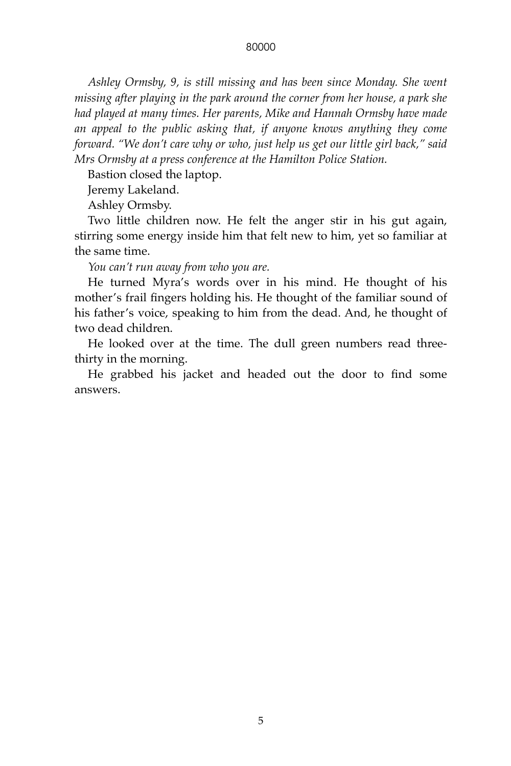*Ashley Ormsby, 9, is still missing and has been since Monday. She went missing after playing in the park around the corner from her house, a park she had played at many times. Her parents, Mike and Hannah Ormsby have made an appeal to the public asking that, if anyone knows anything they come forward. "We don't care why or who, just help us get our little girl back," said Mrs Ormsby at a press conference at the Hamilton Police Station.*

Bastion closed the laptop.

Jeremy Lakeland.

Ashley Ormsby.

Two little children now. He felt the anger stir in his gut again, stirring some energy inside him that felt new to him, yet so familiar at the same time.

*You can't run away from who you are.*

He turned Myra's words over in his mind. He thought of his mother's frail fingers holding his. He thought of the familiar sound of his father's voice, speaking to him from the dead. And, he thought of two dead children.

He looked over at the time. The dull green numbers read three-thirty in the morning.

He grabbed his jacket and headed out the door to find some answers.